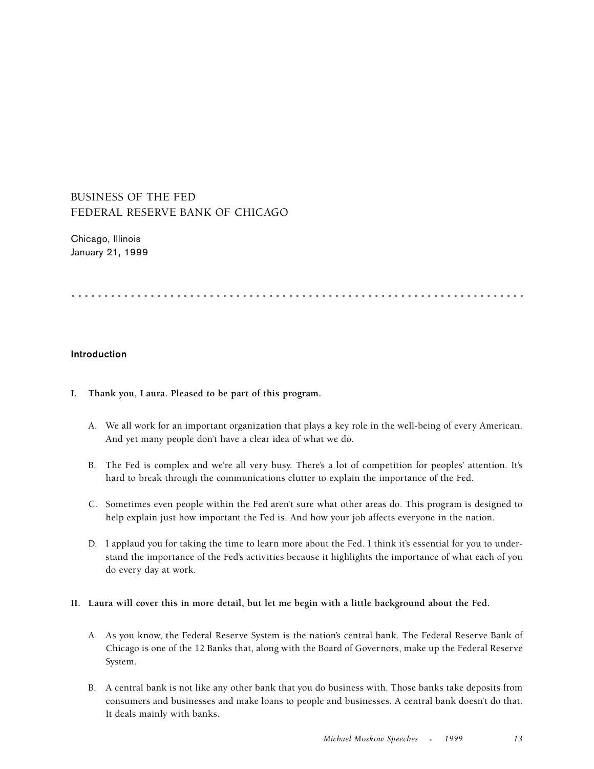# BUSINESS OF THE FED
# FEDERAL RESERVE BANK OF CHICAGO

Chicago, Illinois
January 21, 1999

## Introduction

**I. Thank you, Laura. Pleased to be part of this program.**

A. We all work for an important organization that plays a key role in the well-being of every American. And yet many people don't have a clear idea of what we do.

B. The Fed is complex and we're all very busy. There's a lot of competition for peoples' attention. It's hard to break through the communications clutter to explain the importance of the Fed.

C. Sometimes even people within the Fed aren't sure what other areas do. This program is designed to help explain just how important the Fed is. And how your job affects everyone in the nation.

D. I applaud you for taking the time to learn more about the Fed. I think it's essential for you to understand the importance of the Fed's activities because it highlights the importance of what each of you do every day at work.

**II. Laura will cover this in more detail, but let me begin with a little background about the Fed.**

A. As you know, the Federal Reserve System is the nation's central bank. The Federal Reserve Bank of Chicago is one of the 12 Banks that, along with the Board of Governors, make up the Federal Reserve System.

B. A central bank is not like any other bank that you do business with. Those banks take deposits from consumers and businesses and make loans to people and businesses. A central bank doesn't do that. It deals mainly with banks.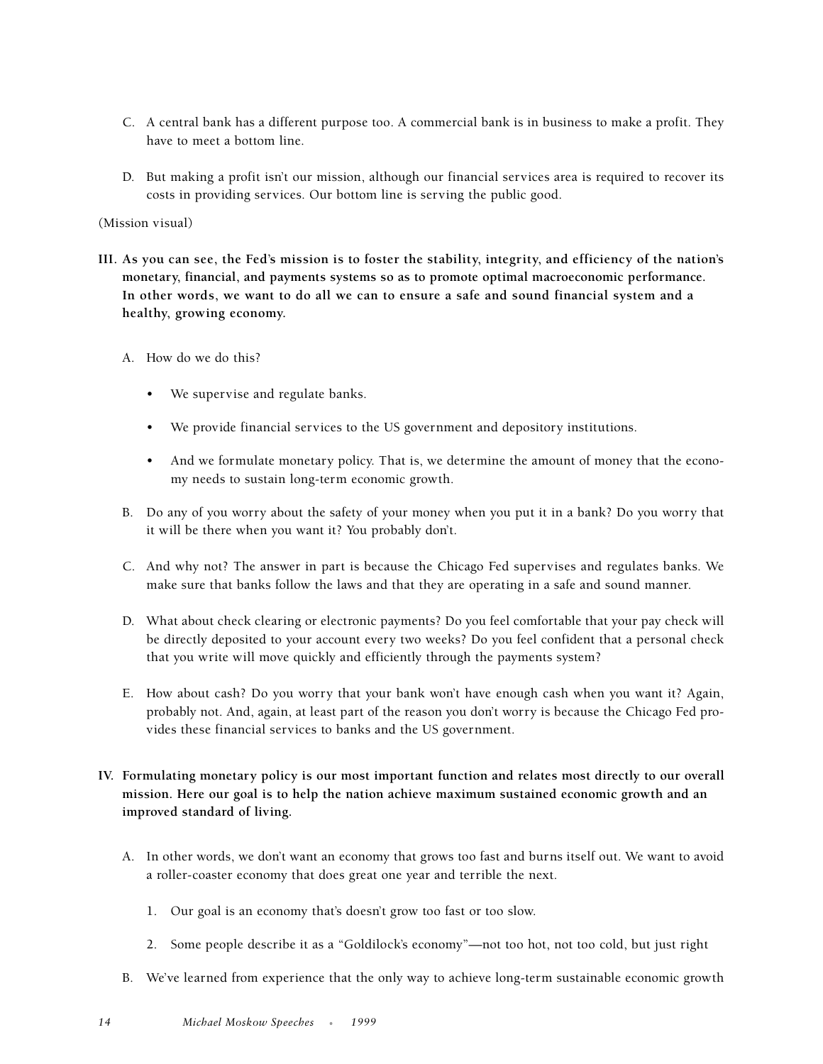C. A central bank has a different purpose too. A commercial bank is in business to make a profit. They have to meet a bottom line.

D. But making a profit isn't our mission, although our financial services area is required to recover its costs in providing services. Our bottom line is serving the public good.

(Mission visual)

**III. As you can see, the Fed's mission is to foster the stability, integrity, and efficiency of the nation's monetary, financial, and payments systems so as to promote optimal macroeconomic performance. In other words, we want to do all we can to ensure a safe and sound financial system and a healthy, growing economy.**

A. How do we do this?

- We supervise and regulate banks.
- We provide financial services to the US government and depository institutions.
- And we formulate monetary policy. That is, we determine the amount of money that the economy needs to sustain long-term economic growth.

B. Do any of you worry about the safety of your money when you put it in a bank? Do you worry that it will be there when you want it? You probably don't.

C. And why not? The answer in part is because the Chicago Fed supervises and regulates banks. We make sure that banks follow the laws and that they are operating in a safe and sound manner.

D. What about check clearing or electronic payments? Do you feel comfortable that your pay check will be directly deposited to your account every two weeks? Do you feel confident that a personal check that you write will move quickly and efficiently through the payments system?

E. How about cash? Do you worry that your bank won't have enough cash when you want it? Again, probably not. And, again, at least part of the reason you don't worry is because the Chicago Fed provides these financial services to banks and the US government.

**IV. Formulating monetary policy is our most important function and relates most directly to our overall mission. Here our goal is to help the nation achieve maximum sustained economic growth and an improved standard of living.**

A. In other words, we don't want an economy that grows too fast and burns itself out. We want to avoid a roller-coaster economy that does great one year and terrible the next.

1. Our goal is an economy that's doesn't grow too fast or too slow.
2. Some people describe it as a "Goldilock's economy"—not too hot, not too cold, but just right

B. We've learned from experience that the only way to achieve long-term sustainable economic growth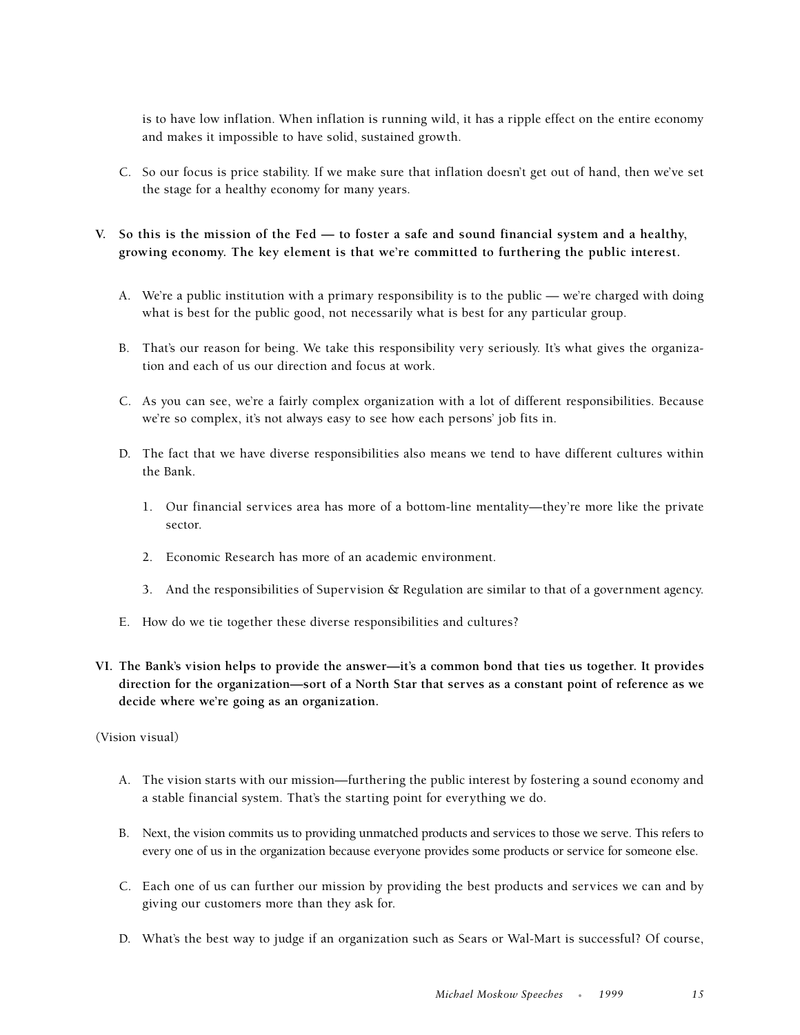is to have low inflation. When inflation is running wild, it has a ripple effect on the entire economy and makes it impossible to have solid, sustained growth.

C. So our focus is price stability. If we make sure that inflation doesn't get out of hand, then we've set the stage for a healthy economy for many years.

**V. So this is the mission of the Fed — to foster a safe and sound financial system and a healthy, growing economy. The key element is that we're committed to furthering the public interest.**

A. We're a public institution with a primary responsibility is to the public — we're charged with doing what is best for the public good, not necessarily what is best for any particular group.

B. That's our reason for being. We take this responsibility very seriously. It's what gives the organization and each of us our direction and focus at work.

C. As you can see, we're a fairly complex organization with a lot of different responsibilities. Because we're so complex, it's not always easy to see how each persons' job fits in.

D. The fact that we have diverse responsibilities also means we tend to have different cultures within the Bank.

1. Our financial services area has more of a bottom-line mentality—they're more like the private sector.

2. Economic Research has more of an academic environment.

3. And the responsibilities of Supervision & Regulation are similar to that of a government agency.

E. How do we tie together these diverse responsibilities and cultures?

**VI. The Bank's vision helps to provide the answer—it's a common bond that ties us together. It provides direction for the organization—sort of a North Star that serves as a constant point of reference as we decide where we're going as an organization.**

(Vision visual)

A. The vision starts with our mission—furthering the public interest by fostering a sound economy and a stable financial system. That's the starting point for everything we do.

B. Next, the vision commits us to providing unmatched products and services to those we serve. This refers to every one of us in the organization because everyone provides some products or service for someone else.

C. Each one of us can further our mission by providing the best products and services we can and by giving our customers more than they ask for.

D. What's the best way to judge if an organization such as Sears or Wal-Mart is successful? Of course,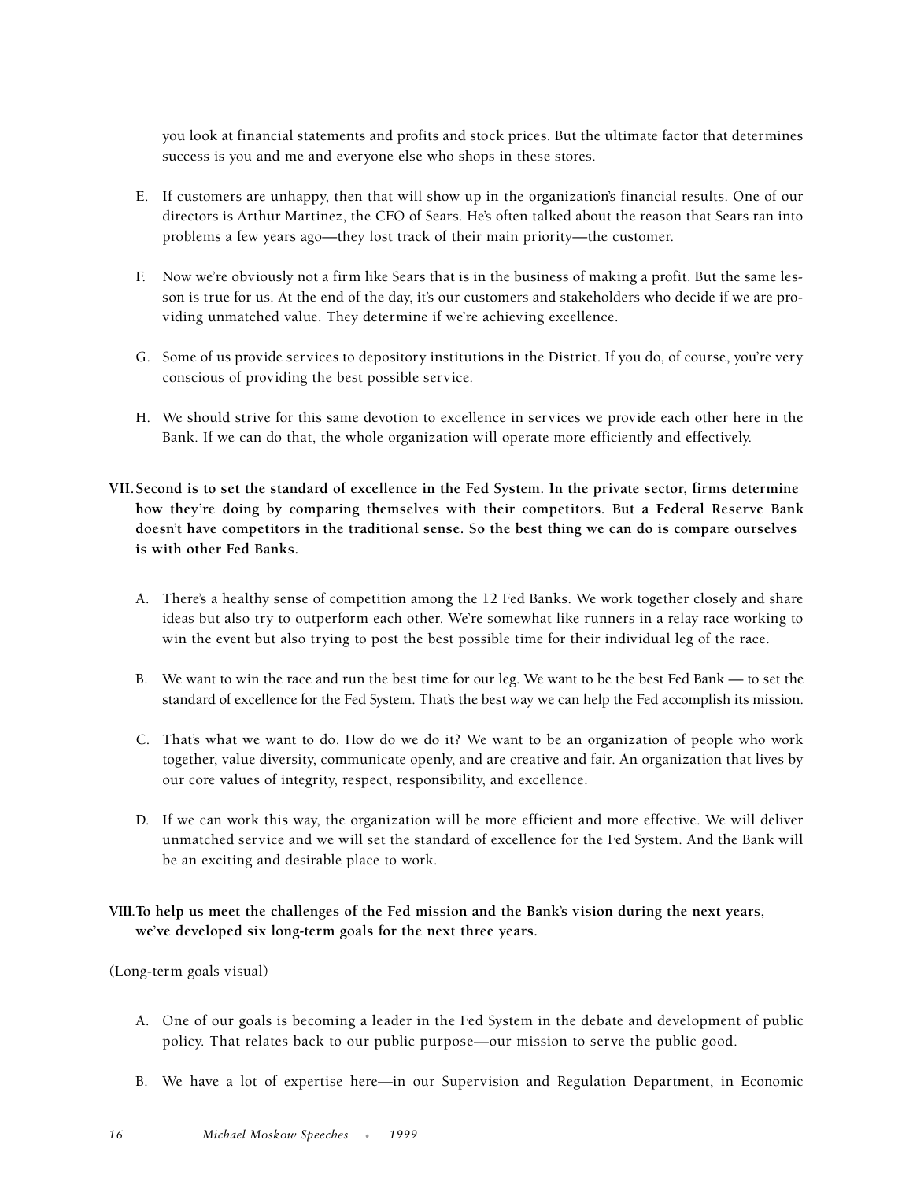you look at financial statements and profits and stock prices. But the ultimate factor that determines success is you and me and everyone else who shops in these stores.

E. If customers are unhappy, then that will show up in the organization's financial results. One of our directors is Arthur Martinez, the CEO of Sears. He's often talked about the reason that Sears ran into problems a few years ago—they lost track of their main priority—the customer.

F. Now we're obviously not a firm like Sears that is in the business of making a profit. But the same lesson is true for us. At the end of the day, it's our customers and stakeholders who decide if we are providing unmatched value. They determine if we're achieving excellence.

G. Some of us provide services to depository institutions in the District. If you do, of course, you're very conscious of providing the best possible service.

H. We should strive for this same devotion to excellence in services we provide each other here in the Bank. If we can do that, the whole organization will operate more efficiently and effectively.

**VII. Second is to set the standard of excellence in the Fed System. In the private sector, firms determine how they're doing by comparing themselves with their competitors. But a Federal Reserve Bank doesn't have competitors in the traditional sense. So the best thing we can do is compare ourselves is with other Fed Banks.**

A. There's a healthy sense of competition among the 12 Fed Banks. We work together closely and share ideas but also try to outperform each other. We're somewhat like runners in a relay race working to win the event but also trying to post the best possible time for their individual leg of the race.

B. We want to win the race and run the best time for our leg. We want to be the best Fed Bank — to set the standard of excellence for the Fed System. That's the best way we can help the Fed accomplish its mission.

C. That's what we want to do. How do we do it? We want to be an organization of people who work together, value diversity, communicate openly, and are creative and fair. An organization that lives by our core values of integrity, respect, responsibility, and excellence.

D. If we can work this way, the organization will be more efficient and more effective. We will deliver unmatched service and we will set the standard of excellence for the Fed System. And the Bank will be an exciting and desirable place to work.

**VIII. To help us meet the challenges of the Fed mission and the Bank's vision during the next years, we've developed six long-term goals for the next three years.**

(Long-term goals visual)

A. One of our goals is becoming a leader in the Fed System in the debate and development of public policy. That relates back to our public purpose—our mission to serve the public good.

B. We have a lot of expertise here—in our Supervision and Regulation Department, in Economic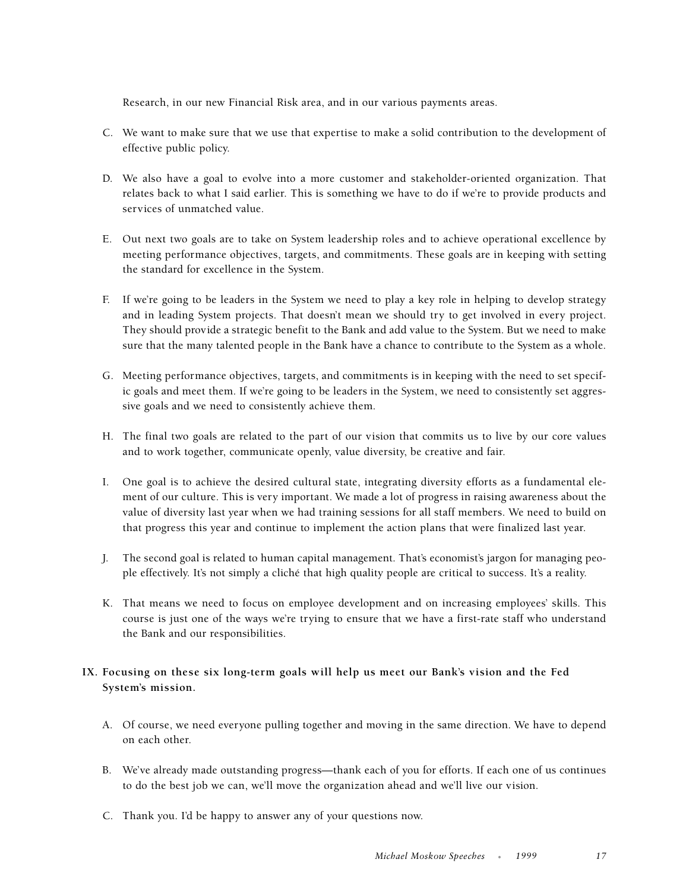Research, in our new Financial Risk area, and in our various payments areas.

C. We want to make sure that we use that expertise to make a solid contribution to the development of effective public policy.

D. We also have a goal to evolve into a more customer and stakeholder-oriented organization. That relates back to what I said earlier. This is something we have to do if we're to provide products and services of unmatched value.

E. Out next two goals are to take on System leadership roles and to achieve operational excellence by meeting performance objectives, targets, and commitments. These goals are in keeping with setting the standard for excellence in the System.

F. If we're going to be leaders in the System we need to play a key role in helping to develop strategy and in leading System projects. That doesn't mean we should try to get involved in every project. They should provide a strategic benefit to the Bank and add value to the System. But we need to make sure that the many talented people in the Bank have a chance to contribute to the System as a whole.

G. Meeting performance objectives, targets, and commitments is in keeping with the need to set specific goals and meet them. If we're going to be leaders in the System, we need to consistently set aggressive goals and we need to consistently achieve them.

H. The final two goals are related to the part of our vision that commits us to live by our core values and to work together, communicate openly, value diversity, be creative and fair.

I. One goal is to achieve the desired cultural state, integrating diversity efforts as a fundamental element of our culture. This is very important. We made a lot of progress in raising awareness about the value of diversity last year when we had training sessions for all staff members. We need to build on that progress this year and continue to implement the action plans that were finalized last year.

J. The second goal is related to human capital management. That's economist's jargon for managing people effectively. It's not simply a cliché that high quality people are critical to success. It's a reality.

K. That means we need to focus on employee development and on increasing employees' skills. This course is just one of the ways we're trying to ensure that we have a first-rate staff who understand the Bank and our responsibilities.

**IX. Focusing on these six long-term goals will help us meet our Bank's vision and the Fed System's mission.**

A. Of course, we need everyone pulling together and moving in the same direction. We have to depend on each other.

B. We've already made outstanding progress—thank each of you for efforts. If each one of us continues to do the best job we can, we'll move the organization ahead and we'll live our vision.

C. Thank you. I'd be happy to answer any of your questions now.